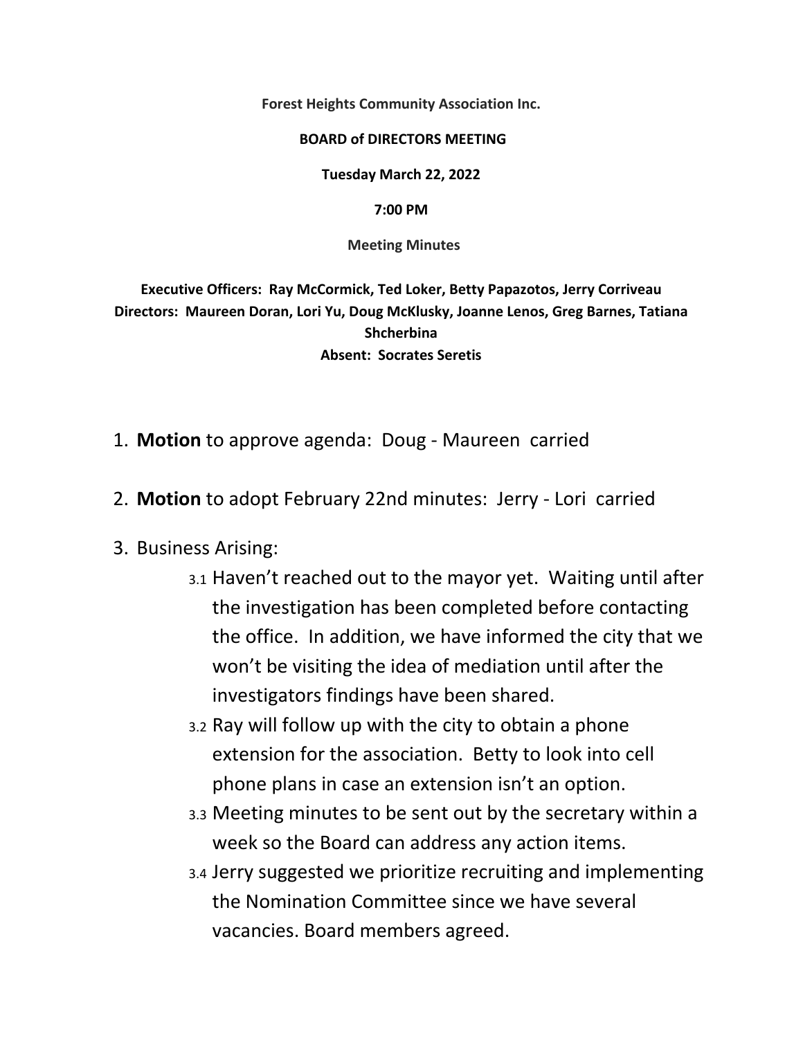**Forest Heights Community Association Inc.**

**BOARD of DIRECTORS MEETING**

**Tuesday March 22, 2022**

**7:00 PM**

**Meeting Minutes**

**Executive Officers: Ray McCormick, Ted Loker, Betty Papazotos, Jerry Corriveau**
**Directors: Maureen Doran, Lori Yu, Doug McKlusky, Joanne Lenos, Greg Barnes, Tatiana Shcherbina**
**Absent: Socrates Seretis**

1. **Motion** to approve agenda: Doug - Maureen carried
2. **Motion** to adopt February 22nd minutes: Jerry - Lori carried
3. Business Arising:
   - 3.1 Haven't reached out to the mayor yet. Waiting until after the investigation has been completed before contacting the office. In addition, we have informed the city that we won't be visiting the idea of mediation until after the investigators findings have been shared.
   - 3.2 Ray will follow up with the city to obtain a phone extension for the association. Betty to look into cell phone plans in case an extension isn't an option.
   - 3.3 Meeting minutes to be sent out by the secretary within a week so the Board can address any action items.
   - 3.4 Jerry suggested we prioritize recruiting and implementing the Nomination Committee since we have several vacancies. Board members agreed.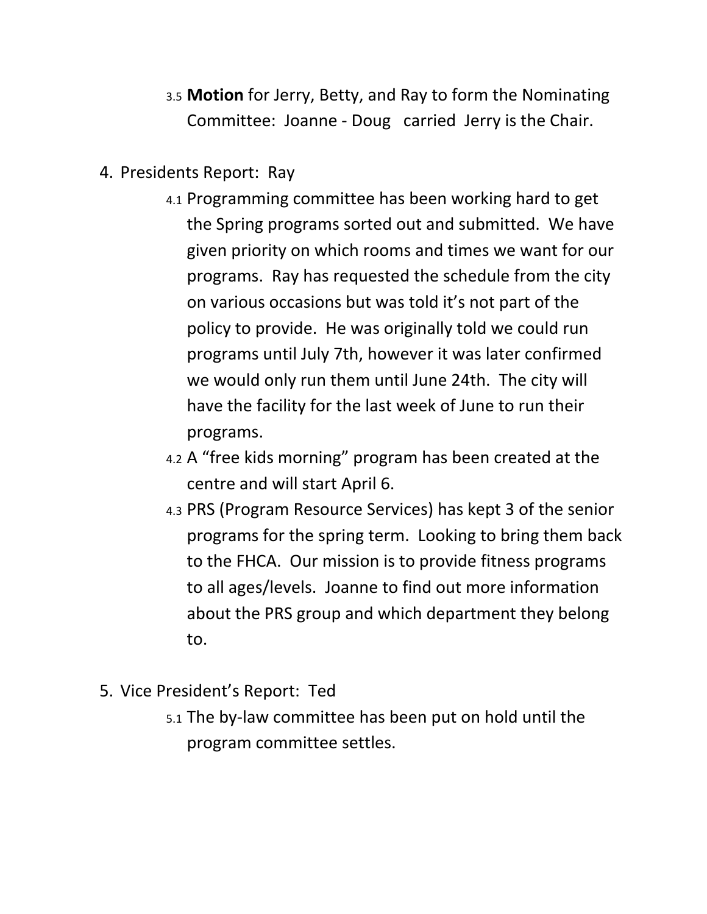3.5 **Motion** for Jerry, Betty, and Ray to form the Nominating Committee: Joanne - Doug carried Jerry is the Chair.

4. Presidents Report: Ray
   - 4.1 Programming committee has been working hard to get the Spring programs sorted out and submitted. We have given priority on which rooms and times we want for our programs. Ray has requested the schedule from the city on various occasions but was told it's not part of the policy to provide. He was originally told we could run programs until July 7th, however it was later confirmed we would only run them until June 24th. The city will have the facility for the last week of June to run their programs.
   - 4.2 A "free kids morning" program has been created at the centre and will start April 6.
   - 4.3 PRS (Program Resource Services) has kept 3 of the senior programs for the spring term. Looking to bring them back to the FHCA. Our mission is to provide fitness programs to all ages/levels. Joanne to find out more information about the PRS group and which department they belong to.

5. Vice President's Report: Ted
   - 5.1 The by-law committee has been put on hold until the program committee settles.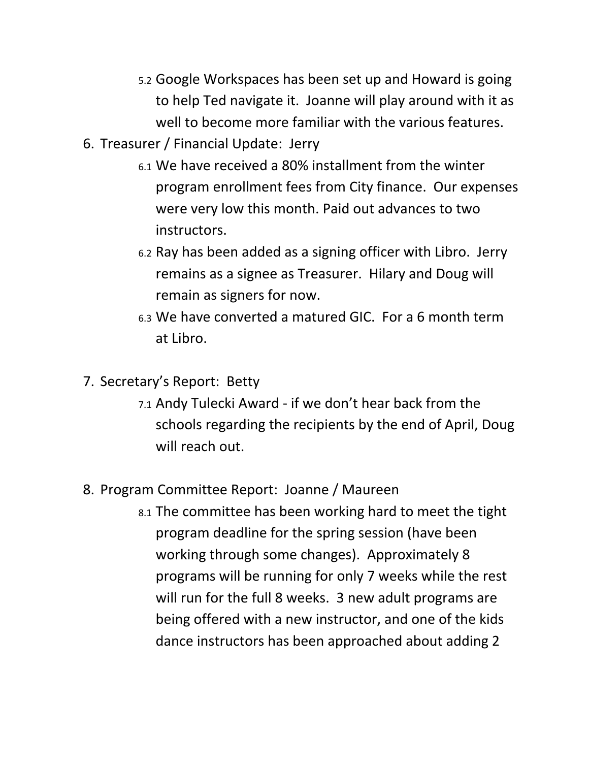5.2 Google Workspaces has been set up and Howard is going to help Ted navigate it. Joanne will play around with it as well to become more familiar with the various features.

6. Treasurer / Financial Update: Jerry

   6.1 We have received a 80% installment from the winter program enrollment fees from City finance. Our expenses were very low this month. Paid out advances to two instructors.

   6.2 Ray has been added as a signing officer with Libro. Jerry remains as a signee as Treasurer. Hilary and Doug will remain as signers for now.

   6.3 We have converted a matured GIC. For a 6 month term at Libro.

7. Secretary's Report: Betty

   7.1 Andy Tulecki Award - if we don't hear back from the schools regarding the recipients by the end of April, Doug will reach out.

8. Program Committee Report: Joanne / Maureen

   8.1 The committee has been working hard to meet the tight program deadline for the spring session (have been working through some changes). Approximately 8 programs will be running for only 7 weeks while the rest will run for the full 8 weeks. 3 new adult programs are being offered with a new instructor, and one of the kids dance instructors has been approached about adding 2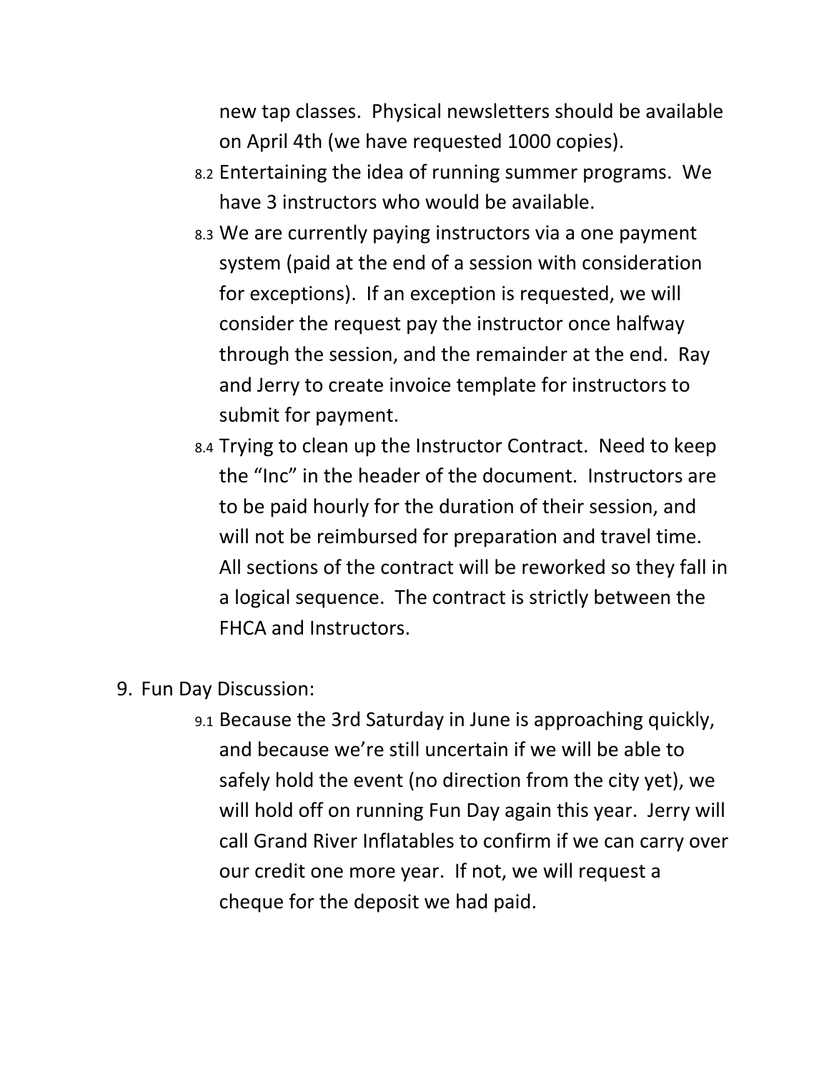new tap classes.  Physical newsletters should be available on April 4th (we have requested 1000 copies).

8.2 Entertaining the idea of running summer programs.  We have 3 instructors who would be available.

8.3 We are currently paying instructors via a one payment system (paid at the end of a session with consideration for exceptions).  If an exception is requested, we will consider the request pay the instructor once halfway through the session, and the remainder at the end.  Ray and Jerry to create invoice template for instructors to submit for payment.

8.4 Trying to clean up the Instructor Contract.  Need to keep the "Inc" in the header of the document.  Instructors are to be paid hourly for the duration of their session, and will not be reimbursed for preparation and travel time.  All sections of the contract will be reworked so they fall in a logical sequence.  The contract is strictly between the FHCA and Instructors.

9. Fun Day Discussion:

9.1 Because the 3rd Saturday in June is approaching quickly, and because we're still uncertain if we will be able to safely hold the event (no direction from the city yet), we will hold off on running Fun Day again this year.  Jerry will call Grand River Inflatables to confirm if we can carry over our credit one more year.  If not, we will request a cheque for the deposit we had paid.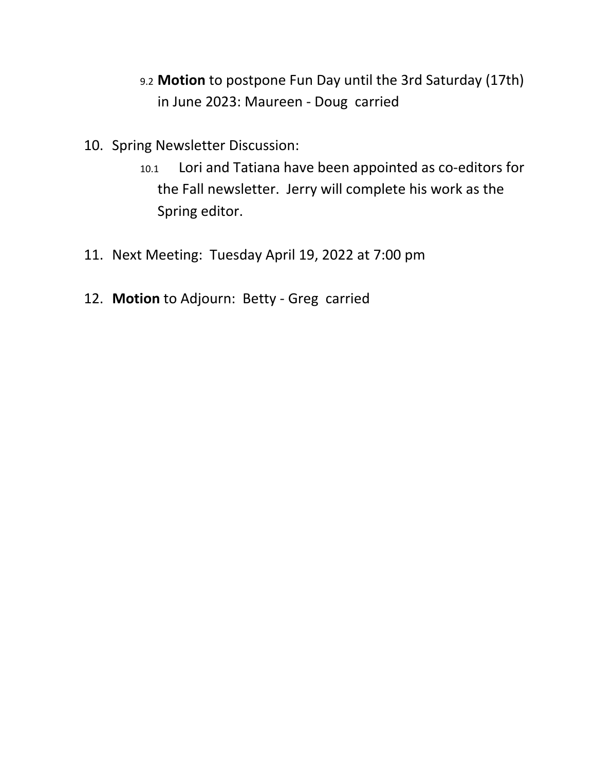9.2 **Motion** to postpone Fun Day until the 3rd Saturday (17th) in June 2023: Maureen - Doug carried

10. Spring Newsletter Discussion:

    10.1 Lori and Tatiana have been appointed as co-editors for the Fall newsletter. Jerry will complete his work as the Spring editor.

11. Next Meeting: Tuesday April 19, 2022 at 7:00 pm

12. **Motion** to Adjourn: Betty - Greg carried